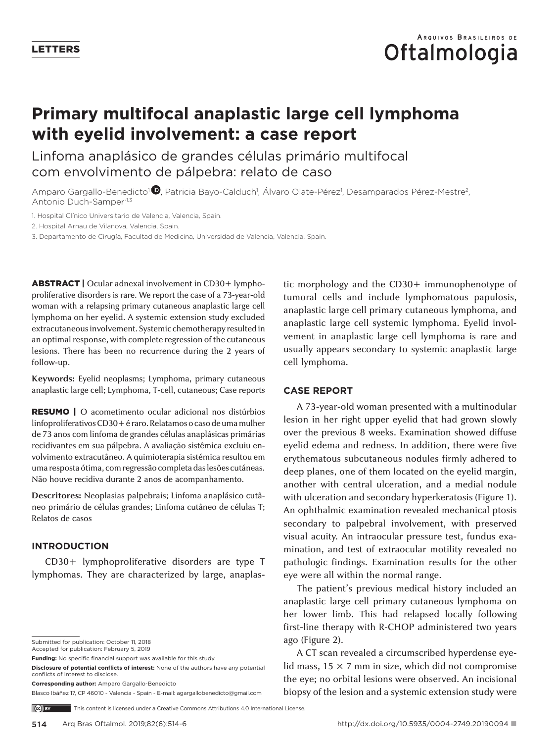LETTERS

# Primary multifocal anaplastic large cell lymphoma with eyelid involvement: a case report

Linfoma anaplásico de grandes células primário multifocal com envolvimento de pálpebra: relato de caso

Amparo Gargallo-Benedicto[1], Patricia Bayo-Calduch[1], Álvaro Olate-Pérez[1], Desamparados Pérez-Mestre[2], Antonio Duch-Samper[1,3]

1. Hospital Clínico Universitario de Valencia, Valencia, Spain.
2. Hospital Arnau de Vilanova, Valencia, Spain.
3. Departamento de Cirugía, Facultad de Medicina, Universidad de Valencia, Valencia, Spain.

**ABSTRACT |** Ocular adnexal involvement in CD30+ lymphoproliferative disorders is rare. We report the case of a 73-year-old woman with a relapsing primary cutaneous anaplastic large cell lymphoma on her eyelid. A systemic extension study excluded extracutaneous involvement. Systemic chemotherapy resulted in an optimal response, with complete regression of the cutaneous lesions. There has been no recurrence during the 2 years of follow-up.

**Keywords:** Eyelid neoplasms; Lymphoma, primary cutaneous anaplastic large cell; Lymphoma, T-cell, cutaneous; Case reports

**RESUMO |** O acometimento ocular adicional nos distúrbios linfoproliferativos CD30+ é raro. Relatamos o caso de uma mulher de 73 anos com linfoma de grandes células anaplásicas primárias recidivantes em sua pálpebra. A avaliação sistémica excluiu envolvimento extracutâneo. A quimioterapia sistémica resultou em uma resposta ótima, com regressão completa das lesões cutâneas. Não houve recidiva durante 2 anos de acompanhamento.

**Descritores:** Neoplasias palpebrais; Linfoma anaplásico cutâneo primário de células grandes; Linfoma cutâneo de células T; Relatos de casos

## INTRODUCTION

CD30+ lymphoproliferative disorders are type T lymphomas. They are characterized by large, anaplastic morphology and the CD30+ immunophenotype of tumoral cells and include lymphomatous papulosis, anaplastic large cell primary cutaneous lymphoma, and anaplastic large cell systemic lymphoma. Eyelid involvement in anaplastic large cell lymphoma is rare and usually appears secondary to systemic anaplastic large cell lymphoma.

## CASE REPORT

A 73-year-old woman presented with a multinodular lesion in her right upper eyelid that had grown slowly over the previous 8 weeks. Examination showed diffuse eyelid edema and redness. In addition, there were five erythematous subcutaneous nodules firmly adhered to deep planes, one of them located on the eyelid margin, another with central ulceration, and a medial nodule with ulceration and secondary hyperkeratosis (Figure 1). An ophthalmic examination revealed mechanical ptosis secondary to palpebral involvement, with preserved visual acuity. An intraocular pressure test, fundus examination, and test of extraocular motility revealed no pathologic findings. Examination results for the other eye were all within the normal range.

The patient's previous medical history included an anaplastic large cell primary cutaneous lymphoma on her lower limb. This had relapsed locally following first-line therapy with R-CHOP administered two years ago (Figure 2).

A CT scan revealed a circumscribed hyperdense eyelid mass, 15 × 7 mm in size, which did not compromise the eye; no orbital lesions were observed. An incisional biopsy of the lesion and a systemic extension study were

Submitted for publication: October 11, 2018
Accepted for publication: February 5, 2019

**Funding:** No specific financial support was available for this study.

**Disclosure of potential conflicts of interest:** None of the authors have any potential conflicts of interest to disclose.

**Corresponding author:** Amparo Gargallo-Benedicto
Blasco Ibáñez 17, CP 46010 - Valencia - Spain - E-mail: agargallobenedicto@gmail.com

This content is licensed under a Creative Commons Attributions 4.0 International License.

http://dx.doi.org/10.5935/0004-2749.20190094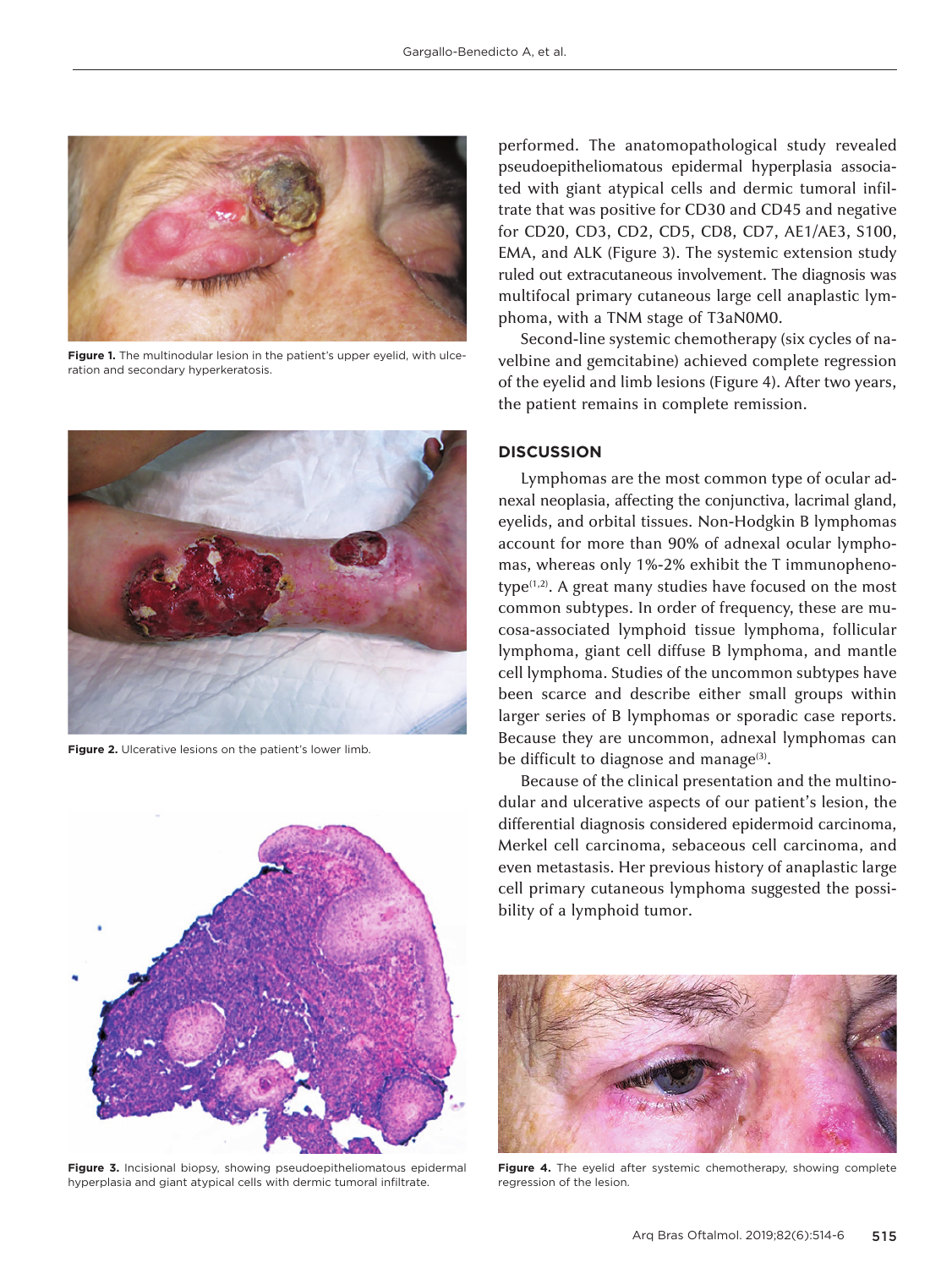Figure 1. The multinodular lesion in the patient's upper eyelid, with ulceration and secondary hyperkeratosis.

Figure 2. Ulcerative lesions on the patient's lower limb.

Figure 3. Incisional biopsy, showing pseudoepitheliomatous epidermal hyperplasia and giant atypical cells with dermic tumoral infiltrate.

performed. The anatomopathological study revealed pseudoepitheliomatous epidermal hyperplasia associated with giant atypical cells and dermic tumoral infiltrate that was positive for CD30 and CD45 and negative for CD20, CD3, CD2, CD5, CD8, CD7, AE1/AE3, S100, EMA, and ALK (Figure 3). The systemic extension study ruled out extracutaneous involvement. The diagnosis was multifocal primary cutaneous large cell anaplastic lymphoma, with a TNM stage of T3aN0M0.

Second-line systemic chemotherapy (six cycles of navelbine and gemcitabine) achieved complete regression of the eyelid and limb lesions (Figure 4). After two years, the patient remains in complete remission.

## DISCUSSION

Lymphomas are the most common type of ocular adnexal neoplasia, affecting the conjunctiva, lacrimal gland, eyelids, and orbital tissues. Non-Hodgkin B lymphomas account for more than 90% of adnexal ocular lymphomas, whereas only 1%-2% exhibit the T immunophenotype[1,2]. A great many studies have focused on the most common subtypes. In order of frequency, these are mucosa-associated lymphoid tissue lymphoma, follicular lymphoma, giant cell diffuse B lymphoma, and mantle cell lymphoma. Studies of the uncommon subtypes have been scarce and describe either small groups within larger series of B lymphomas or sporadic case reports. Because they are uncommon, adnexal lymphomas can be difficult to diagnose and manage[3].

Because of the clinical presentation and the multinodular and ulcerative aspects of our patient's lesion, the differential diagnosis considered epidermoid carcinoma, Merkel cell carcinoma, sebaceous cell carcinoma, and even metastasis. Her previous history of anaplastic large cell primary cutaneous lymphoma suggested the possibility of a lymphoid tumor.

Figure 4. The eyelid after systemic chemotherapy, showing complete regression of the lesion.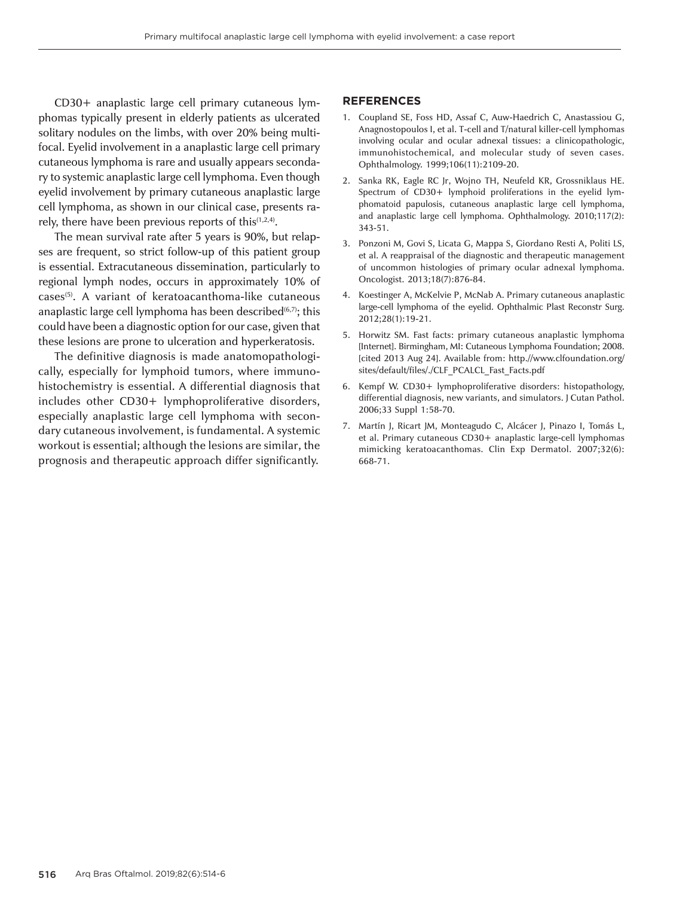CD30+ anaplastic large cell primary cutaneous lymphomas typically present in elderly patients as ulcerated solitary nodules on the limbs, with over 20% being multifocal. Eyelid involvement in a anaplastic large cell primary cutaneous lymphoma is rare and usually appears secondary to systemic anaplastic large cell lymphoma. Even though eyelid involvement by primary cutaneous anaplastic large cell lymphoma, as shown in our clinical case, presents rarely, there have been previous reports of this[1,2,4].

The mean survival rate after 5 years is 90%, but relapses are frequent, so strict follow-up of this patient group is essential. Extracutaneous dissemination, particularly to regional lymph nodes, occurs in approximately 10% of cases[5]. A variant of keratoacanthoma-like cutaneous anaplastic large cell lymphoma has been described[6,7]; this could have been a diagnostic option for our case, given that these lesions are prone to ulceration and hyperkeratosis.

The definitive diagnosis is made anatomopathologically, especially for lymphoid tumors, where immunohistochemistry is essential. A differential diagnosis that includes other CD30+ lymphoproliferative disorders, especially anaplastic large cell lymphoma with secondary cutaneous involvement, is fundamental. A systemic workout is essential; although the lesions are similar, the prognosis and therapeutic approach differ significantly.

## REFERENCES

1. Coupland SE, Foss HD, Assaf C, Auw-Haedrich C, Anastassiou G, Anagnostopoulos I, et al. T-cell and T/natural killer-cell lymphomas involving ocular and ocular adnexal tissues: a clinicopathologic, immunohistochemical, and molecular study of seven cases. Ophthalmology. 1999;106(11):2109-20.
2. Sanka RK, Eagle RC Jr, Wojno TH, Neufeld KR, Grossniklaus HE. Spectrum of CD30+ lymphoid proliferations in the eyelid lymphomatoid papulosis, cutaneous anaplastic large cell lymphoma, and anaplastic large cell lymphoma. Ophthalmology. 2010;117(2):343-51.
3. Ponzoni M, Govi S, Licata G, Mappa S, Giordano Resti A, Politi LS, et al. A reappraisal of the diagnostic and therapeutic management of uncommon histologies of primary ocular adnexal lymphoma. Oncologist. 2013;18(7):876-84.
4. Koestinger A, McKelvie P, McNab A. Primary cutaneous anaplastic large-cell lymphoma of the eyelid. Ophthalmic Plast Reconstr Surg. 2012;28(1):19-21.
5. Horwitz SM. Fast facts: primary cutaneous anaplastic lymphoma [Internet]. Birmingham, MI: Cutaneous Lymphoma Foundation; 2008. [cited 2013 Aug 24]. Available from: http://www.clfoundation.org/sites/default/files/./CLF_PCALCL_Fast_Facts.pdf
6. Kempf W. CD30+ lymphoproliferative disorders: histopathology, differential diagnosis, new variants, and simulators. J Cutan Pathol. 2006;33 Suppl 1:58-70.
7. Martín J, Ricart JM, Monteagudo C, Alcácer J, Pinazo I, Tomás L, et al. Primary cutaneous CD30+ anaplastic large-cell lymphomas mimicking keratoacanthomas. Clin Exp Dermatol. 2007;32(6):668-71.